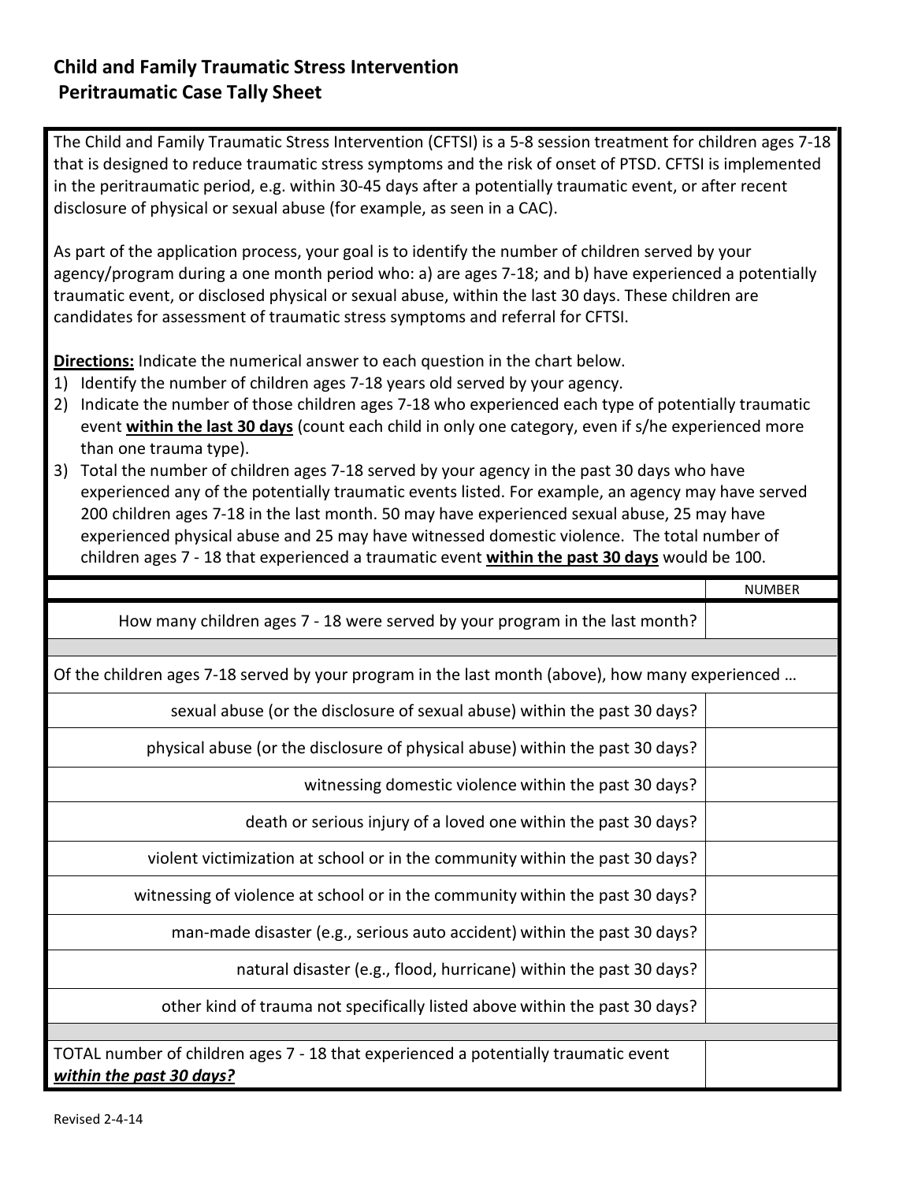## Child and Family Traumatic Stress Intervention Peritraumatic Case Tally Sheet

The Child and Family Traumatic Stress Intervention (CFTSI) is a 5-8 session treatment for children ages 7-18 that is designed to reduce traumatic stress symptoms and the risk of onset of PTSD. CFTSI is implemented in the peritraumatic period, e.g. within 30-45 days after a potentially traumatic event, or after recent disclosure of physical or sexual abuse (for example, as seen in a CAC).

As part of the application process, your goal is to identify the number of children served by your agency/program during a one month period who: a) are ages 7-18; and b) have experienced a potentially traumatic event, or disclosed physical or sexual abuse, within the last 30 days. These children are candidates for assessment of traumatic stress symptoms and referral for CFTSI.

**Directions:** Indicate the numerical answer to each question in the chart below.

1) Identify the number of children ages 7-18 years old served by your agency.
2) Indicate the number of those children ages 7-18 who experienced each type of potentially traumatic event **within the last 30 days** (count each child in only one category, even if s/he experienced more than one trauma type).
3) Total the number of children ages 7-18 served by your agency in the past 30 days who have experienced any of the potentially traumatic events listed. For example, an agency may have served 200 children ages 7-18 in the last month. 50 may have experienced sexual abuse, 25 may have experienced physical abuse and 25 may have witnessed domestic violence. The total number of children ages 7 - 18 that experienced a traumatic event **within the past 30 days** would be 100.

| | NUMBER |
|---|---|
| How many children ages 7 - 18 were served by your program in the last month? | |
| | |
| Of the children ages 7-18 served by your program in the last month (above), how many experienced … | |
| sexual abuse (or the disclosure of sexual abuse) within the past 30 days? | |
| physical abuse (or the disclosure of physical abuse) within the past 30 days? | |
| witnessing domestic violence within the past 30 days? | |
| death or serious injury of a loved one within the past 30 days? | |
| violent victimization at school or in the community within the past 30 days? | |
| witnessing of violence at school or in the community within the past 30 days? | |
| man-made disaster (e.g., serious auto accident) within the past 30 days? | |
| natural disaster (e.g., flood, hurricane) within the past 30 days? | |
| other kind of trauma not specifically listed above within the past 30 days? | |
| | |
| TOTAL number of children ages 7 - 18 that experienced a potentially traumatic event ***within the past 30 days?*** | |

Revised 2-4-14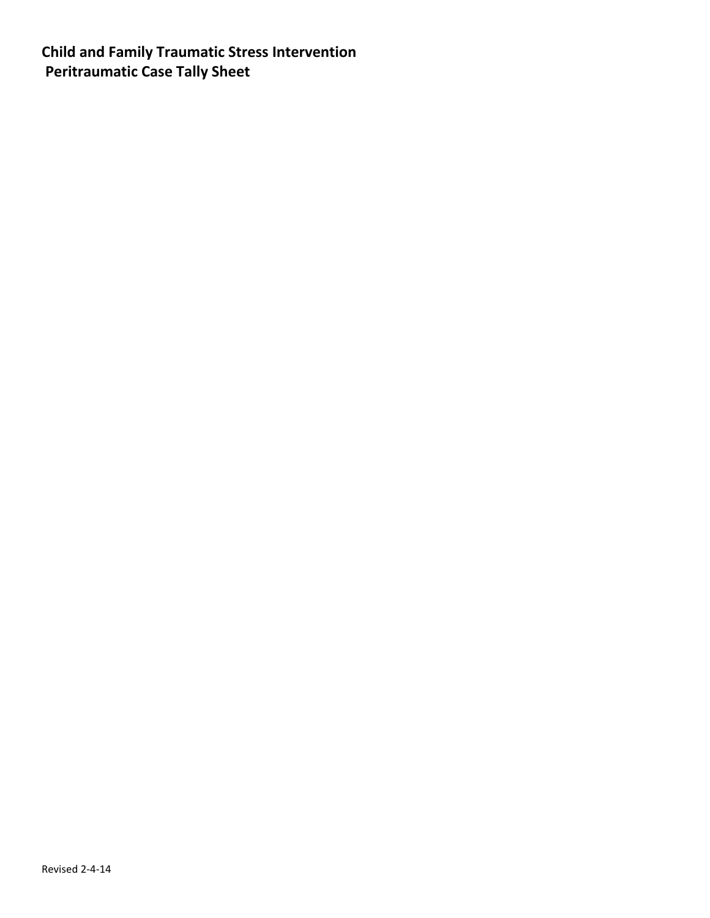**Child and Family Traumatic Stress Intervention**
**Peritraumatic Case Tally Sheet**

Revised 2-4-14